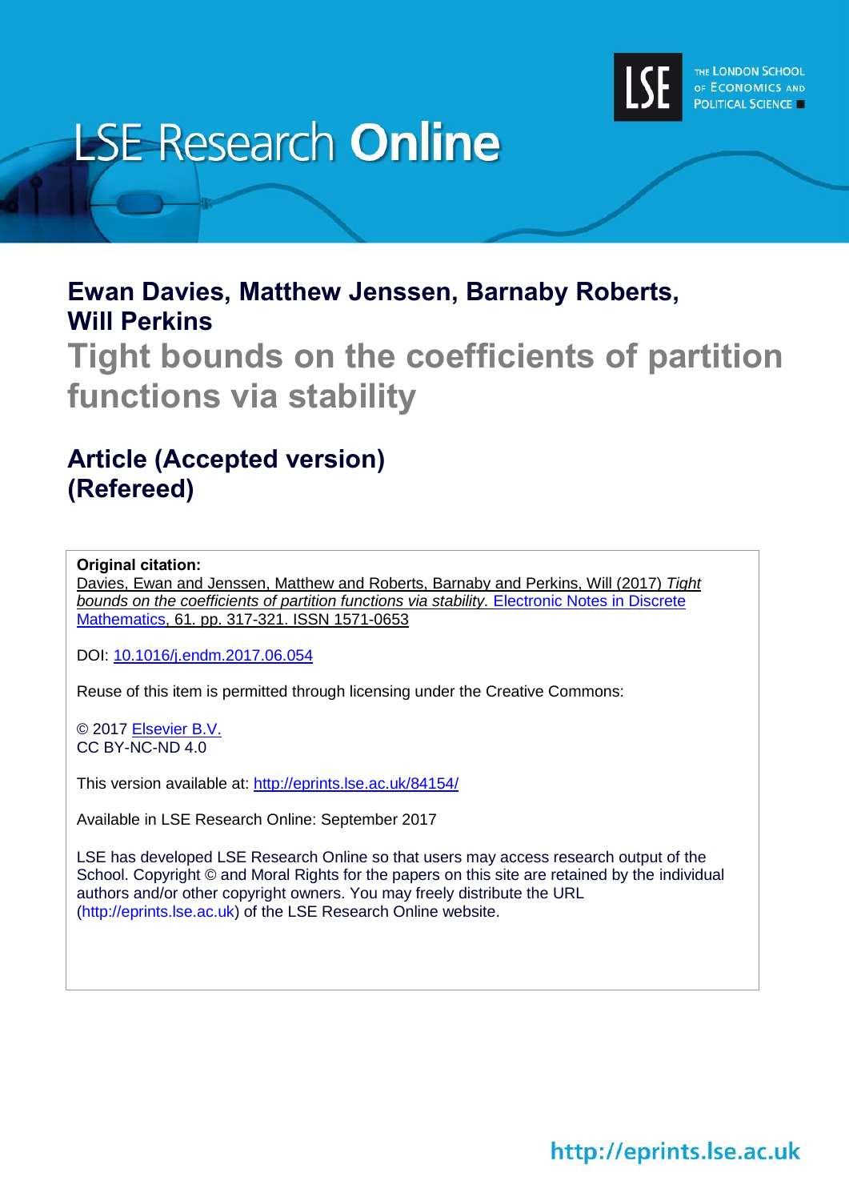LSE Research **Online**

THE LONDON SCHOOL OF ECONOMICS AND POLITICAL SCIENCE

## Ewan Davies, Matthew Jenssen, Barnaby Roberts, Will Perkins

# Tight bounds on the coefficients of partition functions via stability

## Article (Accepted version) (Refereed)

**Original citation:**
Davies, Ewan and Jenssen, Matthew and Roberts, Barnaby and Perkins, Will (2017) *Tight bounds on the coefficients of partition functions via stability.* Electronic Notes in Discrete Mathematics, 61. pp. 317-321. ISSN 1571-0653

DOI: 10.1016/j.endm.2017.06.054

Reuse of this item is permitted through licensing under the Creative Commons:

© 2017 Elsevier B.V.
CC BY-NC-ND 4.0

This version available at: http://eprints.lse.ac.uk/84154/

Available in LSE Research Online: September 2017

LSE has developed LSE Research Online so that users may access research output of the School. Copyright © and Moral Rights for the papers on this site are retained by the individual authors and/or other copyright owners. You may freely distribute the URL (http://eprints.lse.ac.uk) of the LSE Research Online website.

http://eprints.lse.ac.uk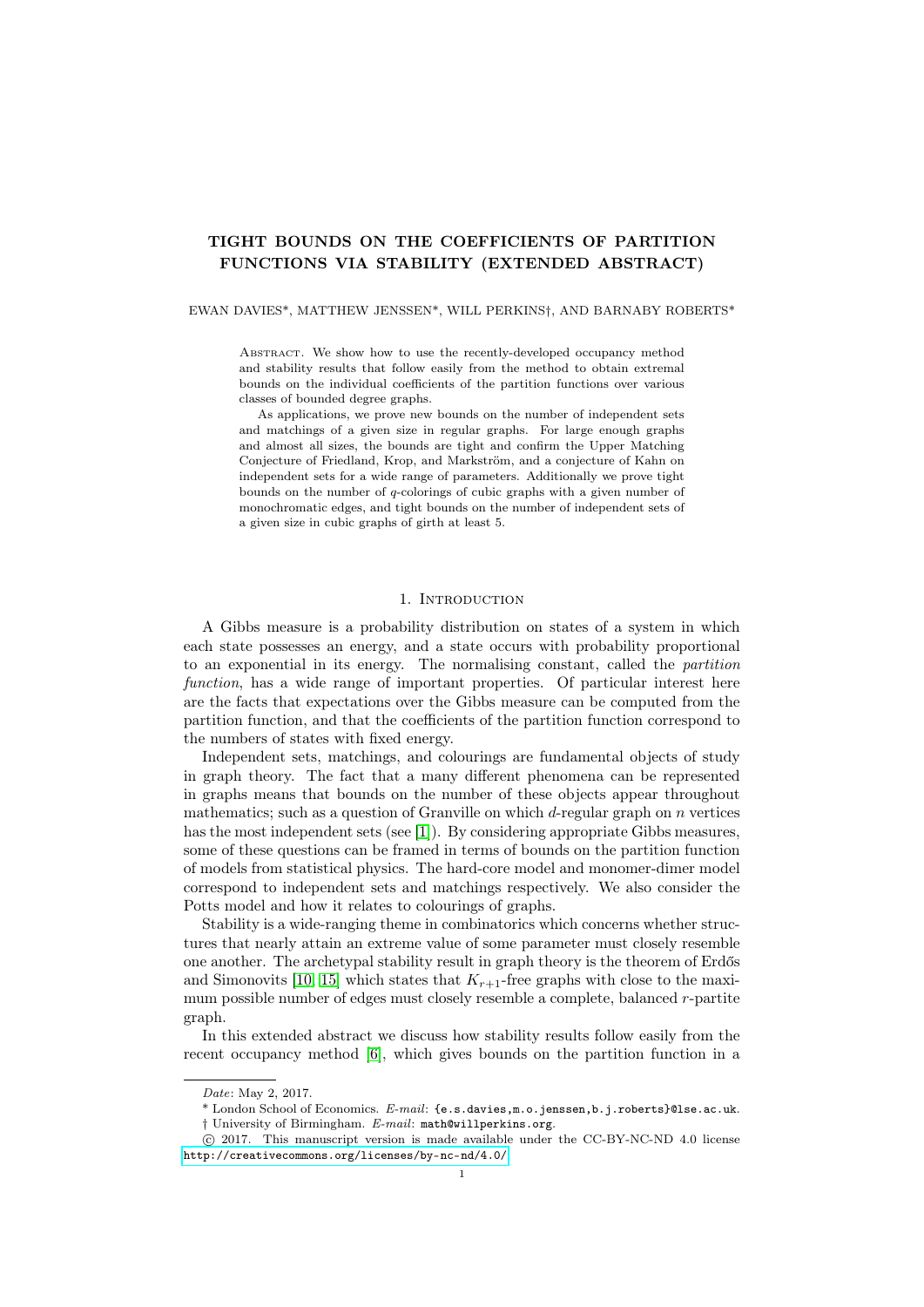# TIGHT BOUNDS ON THE COEFFICIENTS OF PARTITION FUNCTIONS VIA STABILITY (EXTENDED ABSTRACT)

EWAN DAVIES*, MATTHEW JENSSEN*, WILL PERKINS†, AND BARNABY ROBERTS*

Abstract. We show how to use the recently-developed occupancy method and stability results that follow easily from the method to obtain extremal bounds on the individual coefficients of the partition functions over various classes of bounded degree graphs.

As applications, we prove new bounds on the number of independent sets and matchings of a given size in regular graphs. For large enough graphs and almost all sizes, the bounds are tight and confirm the Upper Matching Conjecture of Friedland, Krop, and Markström, and a conjecture of Kahn on independent sets for a wide range of parameters. Additionally we prove tight bounds on the number of $q$-colorings of cubic graphs with a given number of monochromatic edges, and tight bounds on the number of independent sets of a given size in cubic graphs of girth at least 5.

## 1. Introduction

A Gibbs measure is a probability distribution on states of a system in which each state possesses an energy, and a state occurs with probability proportional to an exponential in its energy. The normalising constant, called the *partition function*, has a wide range of important properties. Of particular interest here are the facts that expectations over the Gibbs measure can be computed from the partition function, and that the coefficients of the partition function correspond to the numbers of states with fixed energy.

Independent sets, matchings, and colourings are fundamental objects of study in graph theory. The fact that a many different phenomena can be represented in graphs means that bounds on the number of these objects appear throughout mathematics; such as a question of Granville on which $d$-regular graph on $n$ vertices has the most independent sets (see [1]). By considering appropriate Gibbs measures, some of these questions can be framed in terms of bounds on the partition function of models from statistical physics. The hard-core model and monomer-dimer model correspond to independent sets and matchings respectively. We also consider the Potts model and how it relates to colourings of graphs.

Stability is a wide-ranging theme in combinatorics which concerns whether structures that nearly attain an extreme value of some parameter must closely resemble one another. The archetypal stability result in graph theory is the theorem of Erdős and Simonovits [10, 15] which states that $K_{r+1}$-free graphs with close to the maximum possible number of edges must closely resemble a complete, balanced $r$-partite graph.

In this extended abstract we discuss how stability results follow easily from the recent occupancy method [6], which gives bounds on the partition function in a

---

*Date*: May 2, 2017.

\* London School of Economics. *E-mail*: {e.s.davies,m.o.jenssen,b.j.roberts}@lse.ac.uk.

† University of Birmingham. *E-mail*: math@willperkins.org.

© 2017. This manuscript version is made available under the CC-BY-NC-ND 4.0 license http://creativecommons.org/licenses/by-nc-nd/4.0/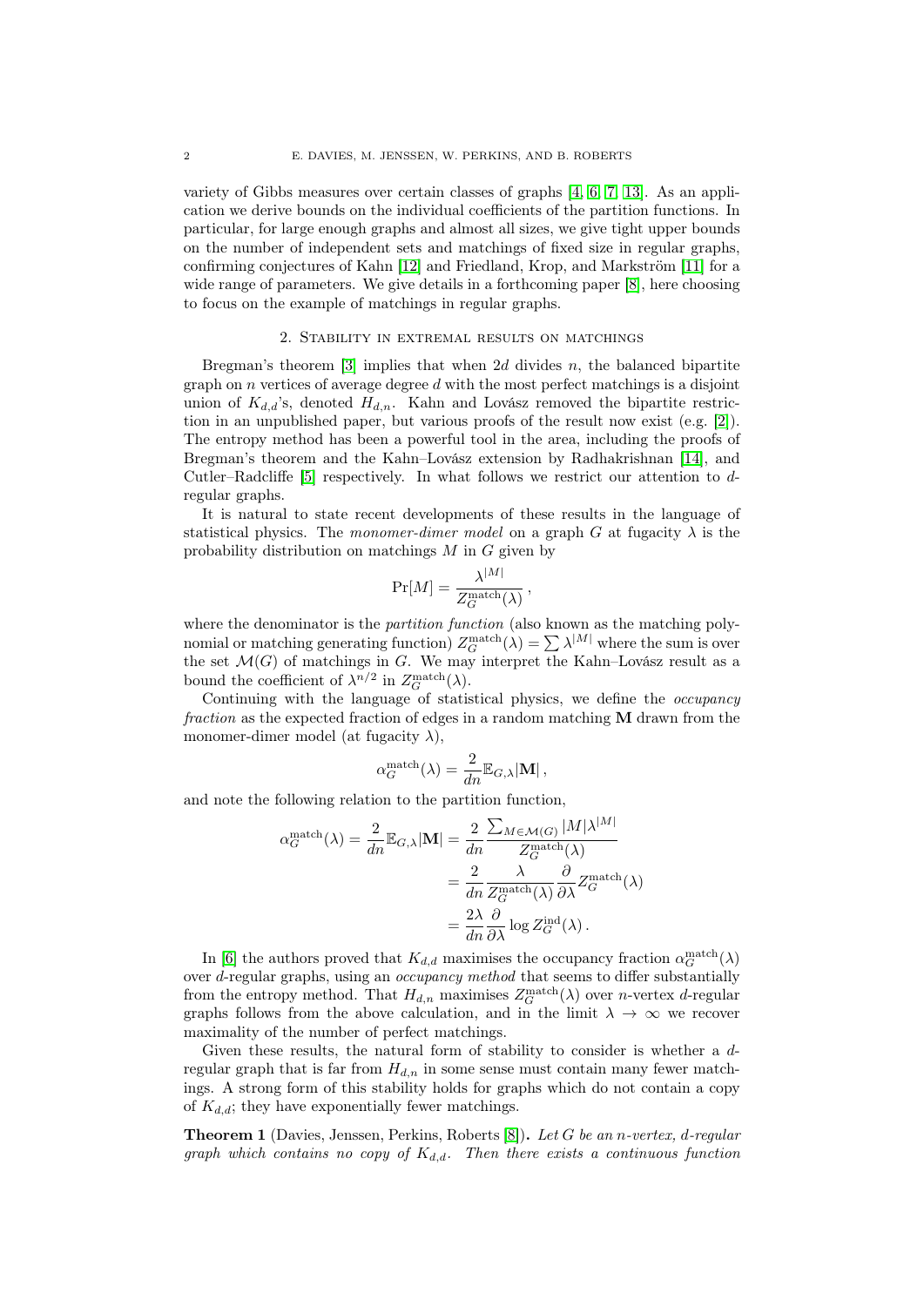variety of Gibbs measures over certain classes of graphs [4, 6, 7, 13]. As an application we derive bounds on the individual coefficients of the partition functions. In particular, for large enough graphs and almost all sizes, we give tight upper bounds on the number of independent sets and matchings of fixed size in regular graphs, confirming conjectures of Kahn [12] and Friedland, Krop, and Markström [11] for a wide range of parameters. We give details in a forthcoming paper [8], here choosing to focus on the example of matchings in regular graphs.

## 2. Stability in extremal results on matchings

Bregman's theorem [3] implies that when $2d$ divides $n$, the balanced bipartite graph on $n$ vertices of average degree $d$ with the most perfect matchings is a disjoint union of $K_{d,d}$'s, denoted $H_{d,n}$. Kahn and Lovász removed the bipartite restriction in an unpublished paper, but various proofs of the result now exist (e.g. [2]). The entropy method has been a powerful tool in the area, including the proofs of Bregman's theorem and the Kahn–Lovász extension by Radhakrishnan [14], and Cutler–Radcliffe [5] respectively. In what follows we restrict our attention to $d$-regular graphs.

It is natural to state recent developments of these results in the language of statistical physics. The *monomer-dimer model* on a graph $G$ at fugacity $\lambda$ is the probability distribution on matchings $M$ in $G$ given by

$$\Pr[M] = \frac{\lambda^{|M|}}{Z_G^{\mathrm{match}}(\lambda)}\,,$$

where the denominator is the *partition function* (also known as the matching polynomial or matching generating function) $Z_G^{\mathrm{match}}(\lambda) = \sum \lambda^{|M|}$ where the sum is over the set $\mathcal{M}(G)$ of matchings in $G$. We may interpret the Kahn–Lovász result as a bound the coefficient of $\lambda^{n/2}$ in $Z_G^{\mathrm{match}}(\lambda)$.

Continuing with the language of statistical physics, we define the *occupancy fraction* as the expected fraction of edges in a random matching $\mathbf{M}$ drawn from the monomer-dimer model (at fugacity $\lambda$),

$$\alpha_G^{\mathrm{match}}(\lambda) = \frac{2}{dn}\mathbb{E}_{G,\lambda}|\mathbf{M}|\,,$$

and note the following relation to the partition function,

$$\begin{aligned}
\alpha_G^{\mathrm{match}}(\lambda) = \frac{2}{dn}\mathbb{E}_{G,\lambda}|\mathbf{M}| &= \frac{2}{dn}\frac{\sum_{M\in\mathcal{M}(G)}|M|\lambda^{|M|}}{Z_G^{\mathrm{match}}(\lambda)} \\
&= \frac{2}{dn}\frac{\lambda}{Z_G^{\mathrm{match}}(\lambda)}\frac{\partial}{\partial\lambda}Z_G^{\mathrm{match}}(\lambda) \\
&= \frac{2\lambda}{dn}\frac{\partial}{\partial\lambda}\log Z_G^{\mathrm{ind}}(\lambda)\,.
\end{aligned}$$

In [6] the authors proved that $K_{d,d}$ maximises the occupancy fraction $\alpha_G^{\mathrm{match}}(\lambda)$ over $d$-regular graphs, using an *occupancy method* that seems to differ substantially from the entropy method. That $H_{d,n}$ maximises $Z_G^{\mathrm{match}}(\lambda)$ over $n$-vertex $d$-regular graphs follows from the above calculation, and in the limit $\lambda \to \infty$ we recover maximality of the number of perfect matchings.

Given these results, the natural form of stability to consider is whether a $d$-regular graph that is far from $H_{d,n}$ in some sense must contain many fewer matchings. A strong form of this stability holds for graphs which do not contain a copy of $K_{d,d}$; they have exponentially fewer matchings.

**Theorem 1** (Davies, Jenssen, Perkins, Roberts [8])**.** *Let $G$ be an $n$-vertex, $d$-regular graph which contains no copy of $K_{d,d}$. Then there exists a continuous function*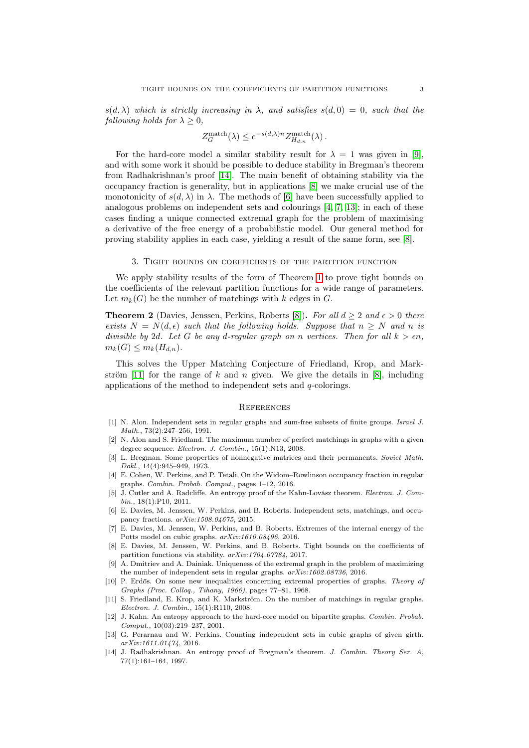$s(d, \lambda)$ *which is strictly increasing in* $\lambda$*, and satisfies* $s(d, 0) = 0$*, such that the following holds for* $\lambda \geq 0$*,*

$$Z_G^{\text{match}}(\lambda) \leq e^{-s(d,\lambda)n} Z_{H_{d,n}}^{\text{match}}(\lambda) \,.$$

For the hard-core model a similar stability result for $\lambda = 1$ was given in [9], and with some work it should be possible to deduce stability in Bregman's theorem from Radhakrishnan's proof [14]. The main benefit of obtaining stability via the occupancy fraction is generality, but in applications [8] we make crucial use of the monotonicity of $s(d, \lambda)$ in $\lambda$. The methods of [6] have been successfully applied to analogous problems on independent sets and colourings [4, 7, 13]; in each of these cases finding a unique connected extremal graph for the problem of maximising a derivative of the free energy of a probabilistic model. Our general method for proving stability applies in each case, yielding a result of the same form, see [8].

## 3. Tight bounds on coefficients of the partition function

We apply stability results of the form of Theorem 1 to prove tight bounds on the coefficients of the relevant partition functions for a wide range of parameters. Let $m_k(G)$ be the number of matchings with $k$ edges in $G$.

**Theorem 2** (Davies, Jenssen, Perkins, Roberts [8])**.** *For all* $d \geq 2$ *and* $\epsilon > 0$ *there exists* $N = N(d, \epsilon)$ *such that the following holds. Suppose that* $n \geq N$ *and* $n$ *is divisible by* $2d$*. Let* $G$ *be any* $d$*-regular graph on* $n$ *vertices. Then for all* $k > \epsilon n$*,* $m_k(G) \leq m_k(H_{d,n})$*.*

This solves the Upper Matching Conjecture of Friedland, Krop, and Markström [11] for the range of $k$ and $n$ given. We give the details in [8], including applications of the method to independent sets and $q$-colorings.

## References

[1] N. Alon. Independent sets in regular graphs and sum-free subsets of finite groups. *Israel J. Math.*, 73(2):247–256, 1991.

[2] N. Alon and S. Friedland. The maximum number of perfect matchings in graphs with a given degree sequence. *Electron. J. Combin.*, 15(1):N13, 2008.

[3] L. Bregman. Some properties of nonnegative matrices and their permanents. *Soviet Math. Dokl.*, 14(4):945–949, 1973.

[4] E. Cohen, W. Perkins, and P. Tetali. On the Widom–Rowlinson occupancy fraction in regular graphs. *Combin. Probab. Comput.*, pages 1–12, 2016.

[5] J. Cutler and A. Radcliffe. An entropy proof of the Kahn-Lovász theorem. *Electron. J. Combin.*, 18(1):P10, 2011.

[6] E. Davies, M. Jenssen, W. Perkins, and B. Roberts. Independent sets, matchings, and occupancy fractions. *arXiv:1508.04675*, 2015.

[7] E. Davies, M. Jenssen, W. Perkins, and B. Roberts. Extremes of the internal energy of the Potts model on cubic graphs. *arXiv:1610.08496*, 2016.

[8] E. Davies, M. Jenssen, W. Perkins, and B. Roberts. Tight bounds on the coefficients of partition functions via stability. *arXiv:1704.07784*, 2017.

[9] A. Dmitriev and A. Dainiak. Uniqueness of the extremal graph in the problem of maximizing the number of independent sets in regular graphs. *arXiv:1602.08736*, 2016.

[10] P. Erdős. On some new inequalities concerning extremal properties of graphs. *Theory of Graphs (Proc. Colloq., Tihany, 1966)*, pages 77–81, 1968.

[11] S. Friedland, E. Krop, and K. Markström. On the number of matchings in regular graphs. *Electron. J. Combin.*, 15(1):R110, 2008.

[12] J. Kahn. An entropy approach to the hard-core model on bipartite graphs. *Combin. Probab. Comput.*, 10(03):219–237, 2001.

[13] G. Perarnau and W. Perkins. Counting independent sets in cubic graphs of given girth. *arXiv:1611.01474*, 2016.

[14] J. Radhakrishnan. An entropy proof of Bregman's theorem. *J. Combin. Theory Ser. A*, 77(1):161–164, 1997.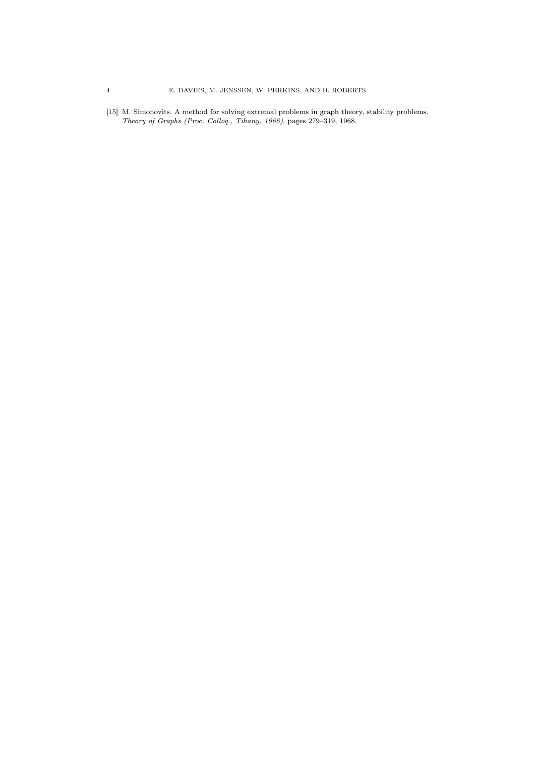[15] M. Simonovits. A method for solving extremal problems in graph theory, stability problems. *Theory of Graphs (Proc. Colloq., Tihany, 1966)*, pages 279–319, 1968.